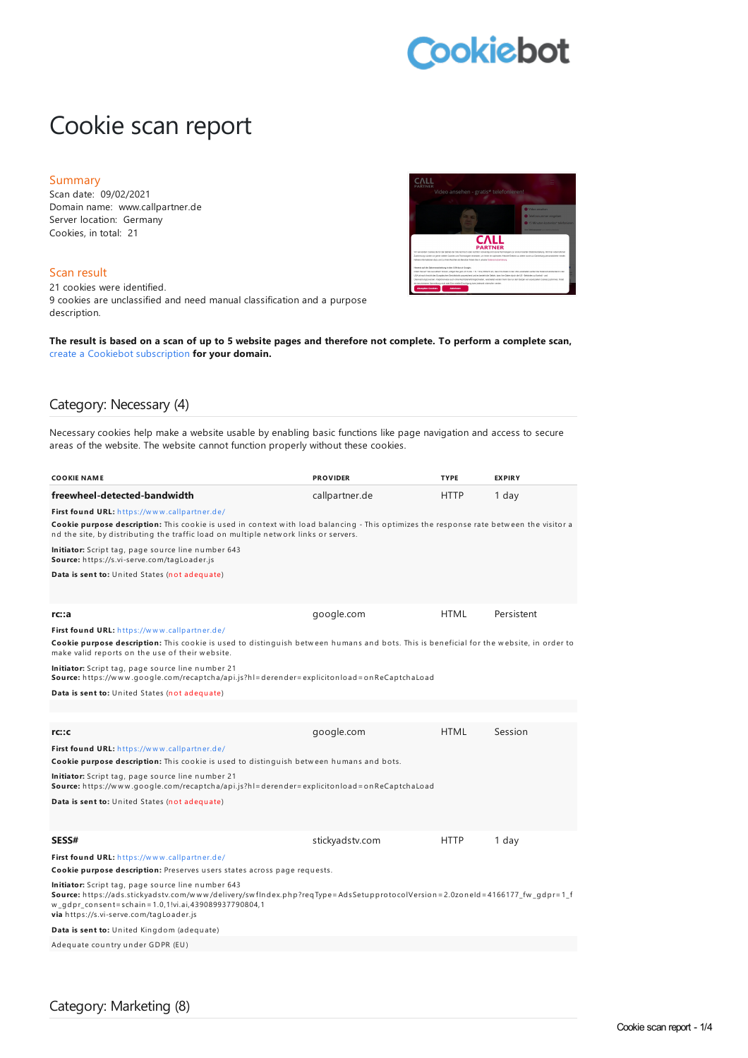# Cookie scan report

## Summary

Scan date: 09/02/2021
Domain name: www.callpartner.de
Server location: Germany
Cookies, in total: 21

## Scan result

21 cookies were identified.
9 cookies are unclassified and need manual classification and a purpose description.

**The result is based on a scan of up to 5 website pages and therefore not complete. To perform a complete scan,** create a Cookiebot subscription **for your domain.**

## Category: Necessary (4)

Necessary cookies help make a website usable by enabling basic functions like page navigation and access to secure areas of the website. The website cannot function properly without these cookies.

| COOKIE NAME | PROVIDER | TYPE | EXPIRY |
|---|---|---|---|
| **freewheel-detected-bandwidth** | callpartner.de | HTTP | 1 day |

**First found URL:** https://www.callpartner.de/
**Cookie purpose description:** This cookie is used in context with load balancing - This optimizes the response rate between the visitor and the site, by distributing the traffic load on multiple network links or servers.
**Initiator:** Script tag, page source line number 643
**Source:** https://s.vi-serve.com/tagLoader.js
**Data is sent to:** United States (not adequate)

| COOKIE NAME | PROVIDER | TYPE | EXPIRY |
|---|---|---|---|
| **rc::a** | google.com | HTML | Persistent |

**First found URL:** https://www.callpartner.de/
**Cookie purpose description:** This cookie is used to distinguish between humans and bots. This is beneficial for the website, in order to make valid reports on the use of their website.
**Initiator:** Script tag, page source line number 21
**Source:** https://www.google.com/recaptcha/api.js?hl=derender=explicitonload=onReCaptchaLoad
**Data is sent to:** United States (not adequate)

| COOKIE NAME | PROVIDER | TYPE | EXPIRY |
|---|---|---|---|
| **rc::c** | google.com | HTML | Session |

**First found URL:** https://www.callpartner.de/
**Cookie purpose description:** This cookie is used to distinguish between humans and bots.
**Initiator:** Script tag, page source line number 21
**Source:** https://www.google.com/recaptcha/api.js?hl=derender=explicitonload=onReCaptchaLoad
**Data is sent to:** United States (not adequate)

| COOKIE NAME | PROVIDER | TYPE | EXPIRY |
|---|---|---|---|
| **SESS#** | stickyadstv.com | HTTP | 1 day |

**First found URL:** https://www.callpartner.de/
**Cookie purpose description:** Preserves users states across page requests.
**Initiator:** Script tag, page source line number 643
**Source:** https://ads.stickyadstv.com/www/delivery/swfIndex.php?reqType=AdsSetupprotocolVersion=2.0zoneId=4166177_fw_gdpr=1_fw_gdpr_consent=schain=1.0,1!vi.ai,439089937790804,1
**via** https://s.vi-serve.com/tagLoader.js
**Data is sent to:** United Kingdom (adequate)

Adequate country under GDPR (EU)

## Category: Marketing (8)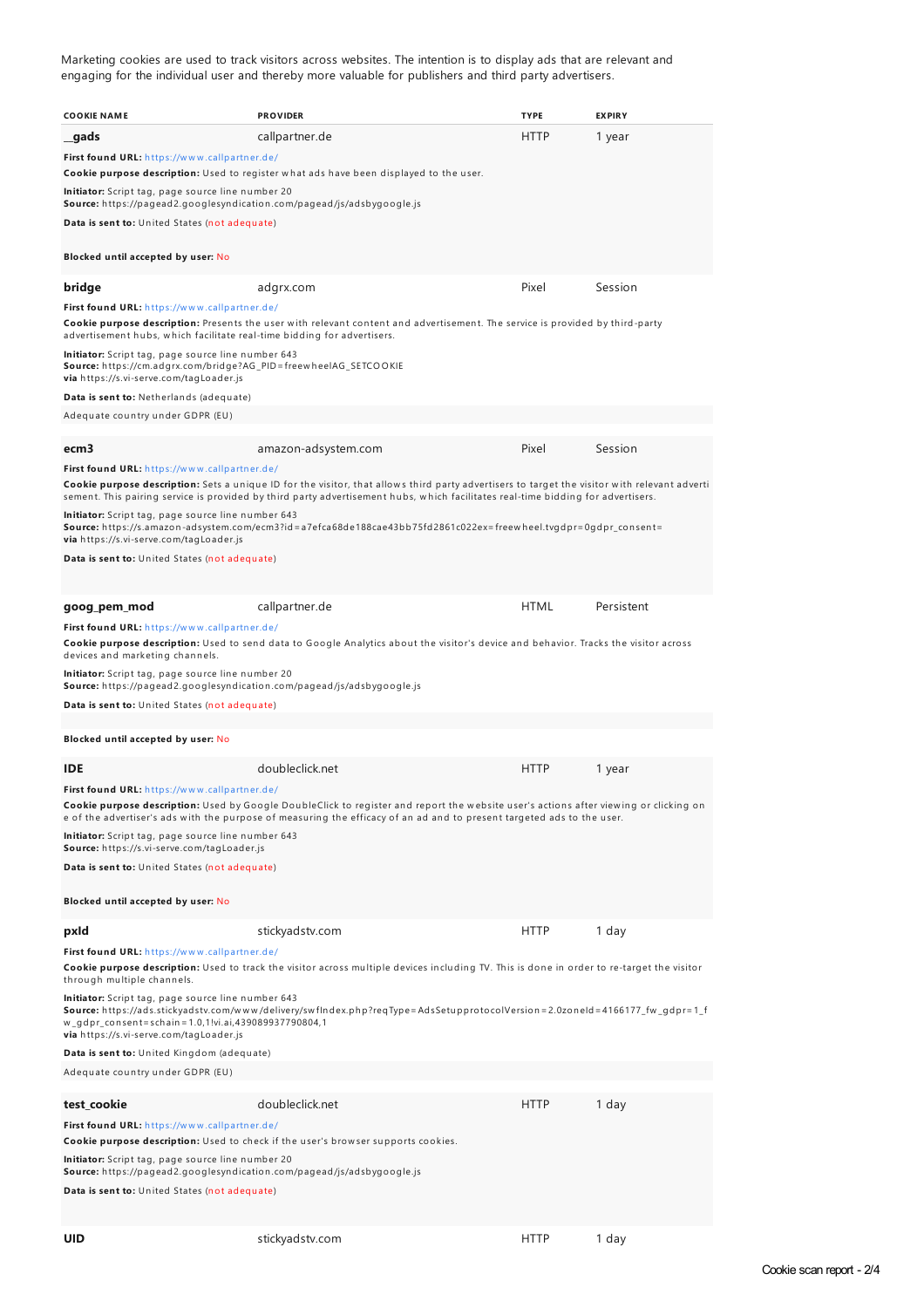Marketing cookies are used to track visitors across websites. The intention is to display ads that are relevant and engaging for the individual user and thereby more valuable for publishers and third party advertisers.

| COOKIE NAME | PROVIDER | TYPE | EXPIRY |
|---|---|---|---|
| **__gads** | callpartner.de | HTTP | 1 year |

**First found URL:** https://www.callpartner.de/

**Cookie purpose description:** Used to register what ads have been displayed to the user.

**Initiator:** Script tag, page source line number 20
**Source:** https://pagead2.googlesyndication.com/pagead/js/adsbygoogle.js

**Data is sent to:** United States (not adequate)

**Blocked until accepted by user:** No

| COOKIE NAME | PROVIDER | TYPE | EXPIRY |
|---|---|---|---|
| **bridge** | adgrx.com | Pixel | Session |

**First found URL:** https://www.callpartner.de/

**Cookie purpose description:** Presents the user with relevant content and advertisement. The service is provided by third-party advertisement hubs, which facilitate real-time bidding for advertisers.

**Initiator:** Script tag, page source line number 643
**Source:** https://cm.adgrx.com/bridge?AG_PID=freewheelAG_SETCOOKIE
**via** https://s.vi-serve.com/tagLoader.js

**Data is sent to:** Netherlands (adequate)

Adequate country under GDPR (EU)

| COOKIE NAME | PROVIDER | TYPE | EXPIRY |
|---|---|---|---|
| **ecm3** | amazon-adsystem.com | Pixel | Session |

**First found URL:** https://www.callpartner.de/

**Cookie purpose description:** Sets a unique ID for the visitor, that allows third party advertisers to target the visitor with relevant advertisement. This pairing service is provided by third party advertisement hubs, which facilitates real-time bidding for advertisers.

**Initiator:** Script tag, page source line number 643
**Source:** https://s.amazon-adsystem.com/ecm3?id=a7efca68de188cae43bb75fd2861c022ex=freewheel.tvgdpr=0gdpr_consent=
**via** https://s.vi-serve.com/tagLoader.js

**Data is sent to:** United States (not adequate)

| COOKIE NAME | PROVIDER | TYPE | EXPIRY |
|---|---|---|---|
| **goog_pem_mod** | callpartner.de | HTML | Persistent |

**First found URL:** https://www.callpartner.de/

**Cookie purpose description:** Used to send data to Google Analytics about the visitor's device and behavior. Tracks the visitor across devices and marketing channels.

**Initiator:** Script tag, page source line number 20
**Source:** https://pagead2.googlesyndication.com/pagead/js/adsbygoogle.js

**Data is sent to:** United States (not adequate)

**Blocked until accepted by user:** No

| COOKIE NAME | PROVIDER | TYPE | EXPIRY |
|---|---|---|---|
| **IDE** | doubleclick.net | HTTP | 1 year |

**First found URL:** https://www.callpartner.de/

**Cookie purpose description:** Used by Google DoubleClick to register and report the website user's actions after viewing or clicking one of the advertiser's ads with the purpose of measuring the efficacy of an ad and to present targeted ads to the user.

**Initiator:** Script tag, page source line number 643
**Source:** https://s.vi-serve.com/tagLoader.js

**Data is sent to:** United States (not adequate)

**Blocked until accepted by user:** No

| COOKIE NAME | PROVIDER | TYPE | EXPIRY |
|---|---|---|---|
| **pxId** | stickyadstv.com | HTTP | 1 day |

**First found URL:** https://www.callpartner.de/

**Cookie purpose description:** Used to track the visitor across multiple devices including TV. This is done in order to re-target the visitor through multiple channels.

**Initiator:** Script tag, page source line number 643
**Source:** https://ads.stickyadstv.com/www/delivery/swfIndex.php?reqType=AdsSetupprotocolVersion=2.0zoneId=4166177_fw_gdpr=1_fw_gdpr_consent=schain=1.0,1!vi.ai,439089937790804,1
**via** https://s.vi-serve.com/tagLoader.js

**Data is sent to:** United Kingdom (adequate)

Adequate country under GDPR (EU)

| COOKIE NAME | PROVIDER | TYPE | EXPIRY |
|---|---|---|---|
| **test_cookie** | doubleclick.net | HTTP | 1 day |

**First found URL:** https://www.callpartner.de/

**Cookie purpose description:** Used to check if the user's browser supports cookies.

**Initiator:** Script tag, page source line number 20
**Source:** https://pagead2.googlesyndication.com/pagead/js/adsbygoogle.js

**Data is sent to:** United States (not adequate)

| COOKIE NAME | PROVIDER | TYPE | EXPIRY |
|---|---|---|---|
| **UID** | stickyadstv.com | HTTP | 1 day |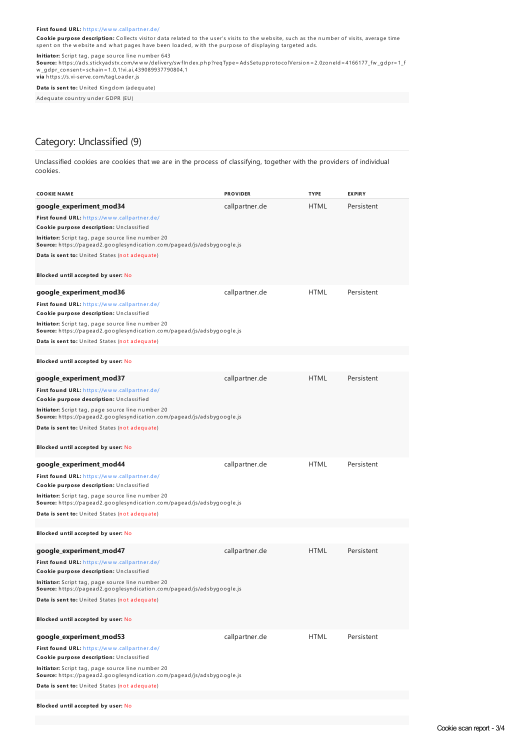**First found URL:** https://www.callpartner.de/

**Cookie purpose description:** Collects visitor data related to the user's visits to the website, such as the number of visits, average time spent on the website and what pages have been loaded, with the purpose of displaying targeted ads.

**Initiator:** Script tag, page source line number 643
**Source:** https://ads.stickyadstv.com/www/delivery/swfIndex.php?reqType=AdsSetupprotocolVersion=2.0zoneId=4166177_fw_gdpr=1_fw_gdpr_consent=schain=1.0,1!vi.ai,439089937790804,1
**via** https://s.vi-serve.com/tagLoader.js

**Data is sent to:** United Kingdom (adequate)

Adequate country under GDPR (EU)

## Category: Unclassified (9)

Unclassified cookies are cookies that we are in the process of classifying, together with the providers of individual cookies.

| COOKIE NAME | PROVIDER | TYPE | EXPIRY |
|---|---|---|---|
| **google_experiment_mod34** | callpartner.de | HTML | Persistent |

**First found URL:** https://www.callpartner.de/
**Cookie purpose description:** Unclassified
**Initiator:** Script tag, page source line number 20
**Source:** https://pagead2.googlesyndication.com/pagead/js/adsbygoogle.js
**Data is sent to:** United States (not adequate)

**Blocked until accepted by user:** No

| COOKIE NAME | PROVIDER | TYPE | EXPIRY |
|---|---|---|---|
| **google_experiment_mod36** | callpartner.de | HTML | Persistent |

**First found URL:** https://www.callpartner.de/
**Cookie purpose description:** Unclassified
**Initiator:** Script tag, page source line number 20
**Source:** https://pagead2.googlesyndication.com/pagead/js/adsbygoogle.js
**Data is sent to:** United States (not adequate)

**Blocked until accepted by user:** No

| COOKIE NAME | PROVIDER | TYPE | EXPIRY |
|---|---|---|---|
| **google_experiment_mod37** | callpartner.de | HTML | Persistent |

**First found URL:** https://www.callpartner.de/
**Cookie purpose description:** Unclassified
**Initiator:** Script tag, page source line number 20
**Source:** https://pagead2.googlesyndication.com/pagead/js/adsbygoogle.js
**Data is sent to:** United States (not adequate)

**Blocked until accepted by user:** No

| COOKIE NAME | PROVIDER | TYPE | EXPIRY |
|---|---|---|---|
| **google_experiment_mod44** | callpartner.de | HTML | Persistent |

**First found URL:** https://www.callpartner.de/
**Cookie purpose description:** Unclassified
**Initiator:** Script tag, page source line number 20
**Source:** https://pagead2.googlesyndication.com/pagead/js/adsbygoogle.js
**Data is sent to:** United States (not adequate)

**Blocked until accepted by user:** No

| COOKIE NAME | PROVIDER | TYPE | EXPIRY |
|---|---|---|---|
| **google_experiment_mod47** | callpartner.de | HTML | Persistent |

**First found URL:** https://www.callpartner.de/
**Cookie purpose description:** Unclassified
**Initiator:** Script tag, page source line number 20
**Source:** https://pagead2.googlesyndication.com/pagead/js/adsbygoogle.js
**Data is sent to:** United States (not adequate)

**Blocked until accepted by user:** No

| COOKIE NAME | PROVIDER | TYPE | EXPIRY |
|---|---|---|---|
| **google_experiment_mod53** | callpartner.de | HTML | Persistent |

**First found URL:** https://www.callpartner.de/
**Cookie purpose description:** Unclassified
**Initiator:** Script tag, page source line number 20
**Source:** https://pagead2.googlesyndication.com/pagead/js/adsbygoogle.js
**Data is sent to:** United States (not adequate)

**Blocked until accepted by user:** No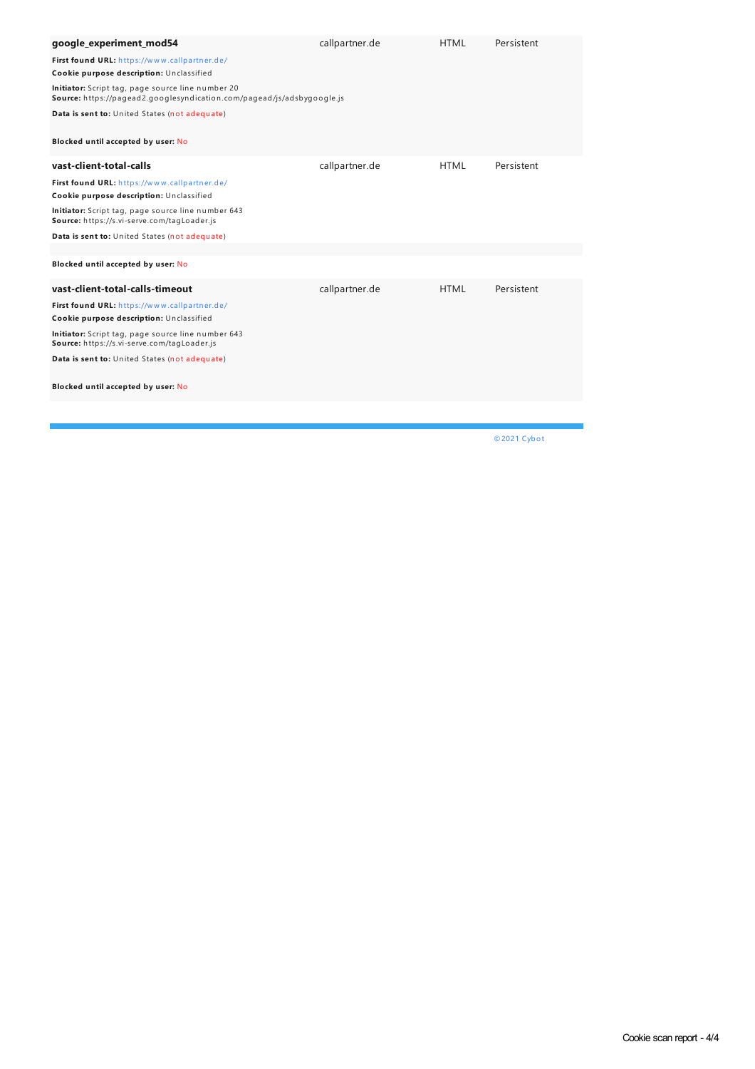| | | | |
|---|---|---|---|
| **google_experiment_mod54** | callpartner.de | HTML | Persistent |

**First found URL:** https://www.callpartner.de/

**Cookie purpose description:** Unclassified

**Initiator:** Script tag, page source line number 20
**Source:** https://pagead2.googlesyndication.com/pagead/js/adsbygoogle.js

**Data is sent to:** United States (not adequate)

**Blocked until accepted by user:** No

| | | | |
|---|---|---|---|
| **vast-client-total-calls** | callpartner.de | HTML | Persistent |

**First found URL:** https://www.callpartner.de/

**Cookie purpose description:** Unclassified

**Initiator:** Script tag, page source line number 643
**Source:** https://s.vi-serve.com/tagLoader.js

**Data is sent to:** United States (not adequate)

**Blocked until accepted by user:** No

| | | | |
|---|---|---|---|
| **vast-client-total-calls-timeout** | callpartner.de | HTML | Persistent |

**First found URL:** https://www.callpartner.de/

**Cookie purpose description:** Unclassified

**Initiator:** Script tag, page source line number 643
**Source:** https://s.vi-serve.com/tagLoader.js

**Data is sent to:** United States (not adequate)

**Blocked until accepted by user:** No

©2021 Cybot